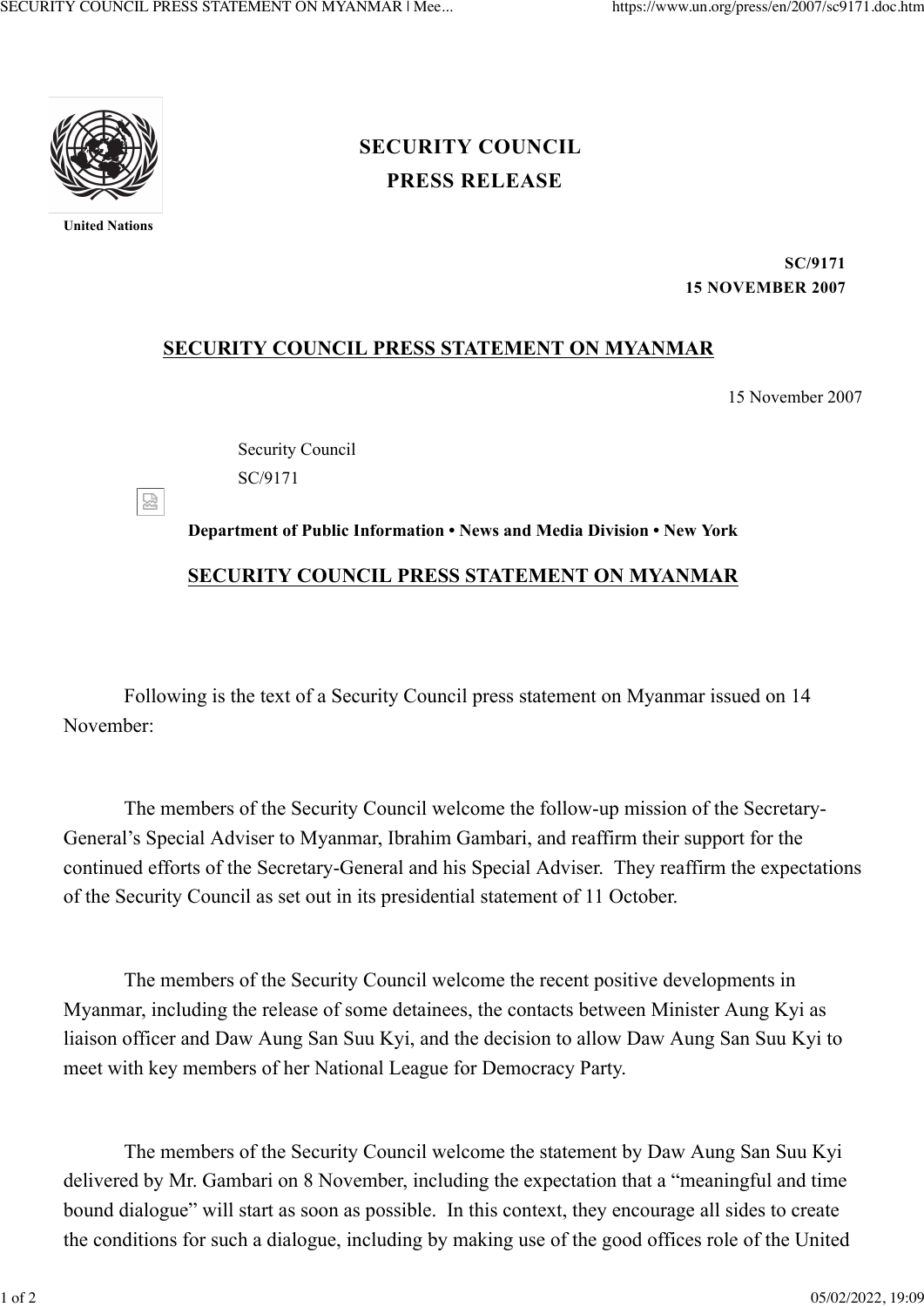# SECURITY COUNCIL
# PRESS RELEASE

United Nations

**SC/9171**
**15 NOVEMBER 2007**

## SECURITY COUNCIL PRESS STATEMENT ON MYANMAR

15 November 2007

Security Council
SC/9171

**Department of Public Information • News and Media Division • New York**

## SECURITY COUNCIL PRESS STATEMENT ON MYANMAR

Following is the text of a Security Council press statement on Myanmar issued on 14 November:

The members of the Security Council welcome the follow-up mission of the Secretary-General's Special Adviser to Myanmar, Ibrahim Gambari, and reaffirm their support for the continued efforts of the Secretary-General and his Special Adviser. They reaffirm the expectations of the Security Council as set out in its presidential statement of 11 October.

The members of the Security Council welcome the recent positive developments in Myanmar, including the release of some detainees, the contacts between Minister Aung Kyi as liaison officer and Daw Aung San Suu Kyi, and the decision to allow Daw Aung San Suu Kyi to meet with key members of her National League for Democracy Party.

The members of the Security Council welcome the statement by Daw Aung San Suu Kyi delivered by Mr. Gambari on 8 November, including the expectation that a "meaningful and time bound dialogue" will start as soon as possible. In this context, they encourage all sides to create the conditions for such a dialogue, including by making use of the good offices role of the United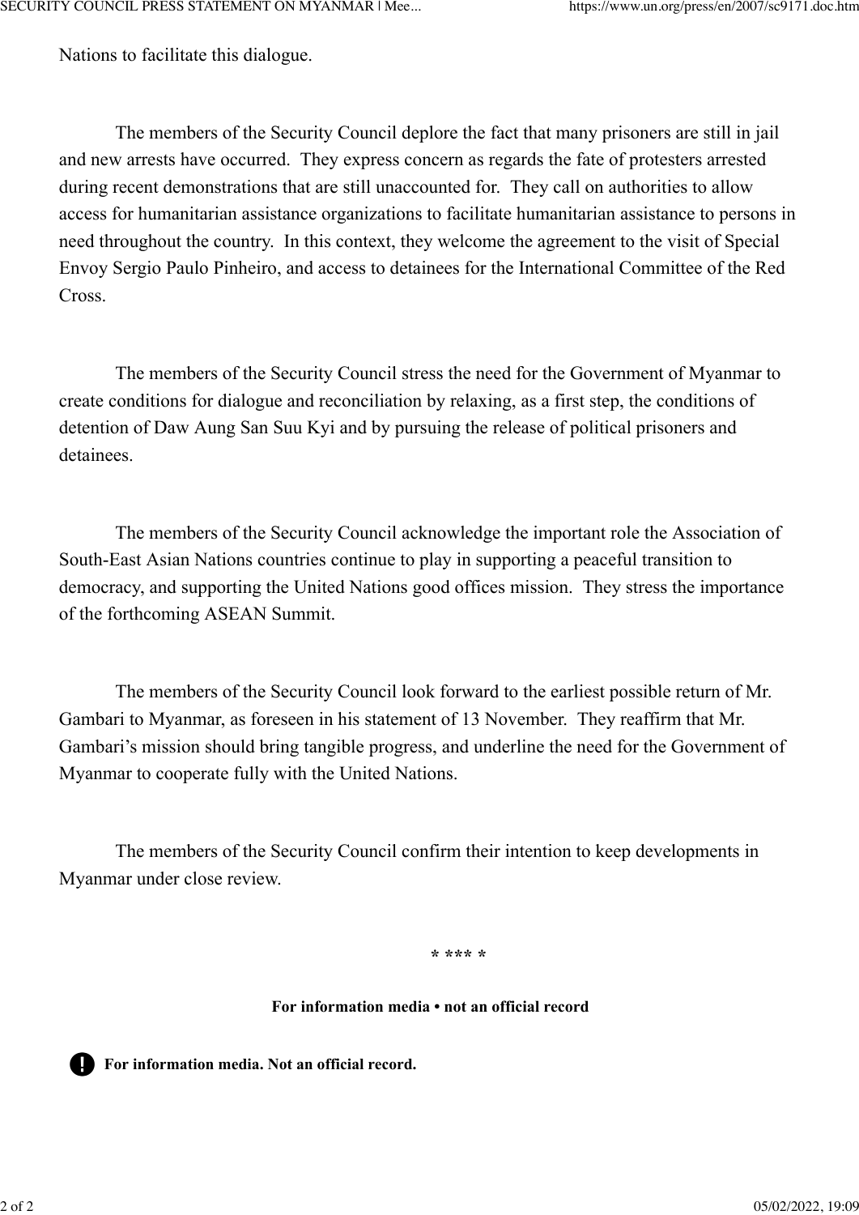Nations to facilitate this dialogue.

The members of the Security Council deplore the fact that many prisoners are still in jail and new arrests have occurred. They express concern as regards the fate of protesters arrested during recent demonstrations that are still unaccounted for. They call on authorities to allow access for humanitarian assistance organizations to facilitate humanitarian assistance to persons in need throughout the country. In this context, they welcome the agreement to the visit of Special Envoy Sergio Paulo Pinheiro, and access to detainees for the International Committee of the Red Cross.

The members of the Security Council stress the need for the Government of Myanmar to create conditions for dialogue and reconciliation by relaxing, as a first step, the conditions of detention of Daw Aung San Suu Kyi and by pursuing the release of political prisoners and detainees.

The members of the Security Council acknowledge the important role the Association of South-East Asian Nations countries continue to play in supporting a peaceful transition to democracy, and supporting the United Nations good offices mission. They stress the importance of the forthcoming ASEAN Summit.

The members of the Security Council look forward to the earliest possible return of Mr. Gambari to Myanmar, as foreseen in his statement of 13 November. They reaffirm that Mr. Gambari's mission should bring tangible progress, and underline the need for the Government of Myanmar to cooperate fully with the United Nations.

The members of the Security Council confirm their intention to keep developments in Myanmar under close review.

* *** *

**For information media • not an official record**

**For information media. Not an official record.**